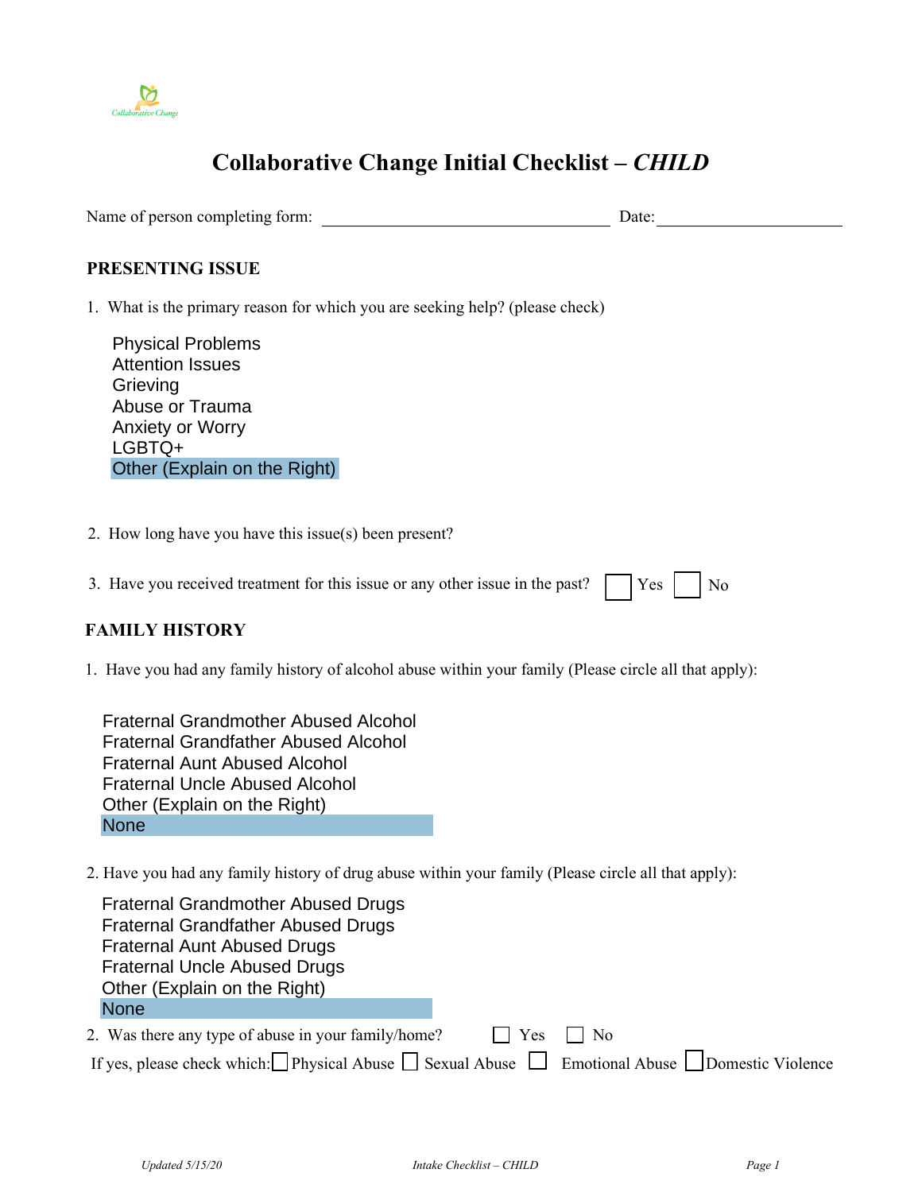Collaborative Change

# Collaborative Change Initial Checklist – *CHILD*

Name of person completing form: ______________________________ Date: ____________________

## PRESENTING ISSUE

1. What is the primary reason for which you are seeking help? (please check)

   Physical Problems
   Attention Issues
   Grieving
   Abuse or Trauma
   Anxiety or Worry
   LGBTQ+
   Other (Explain on the Right)

2. How long have you have this issue(s) been present?

3. Have you received treatment for this issue or any other issue in the past? ☐ Yes ☐ No

## FAMILY HISTORY

1. Have you had any family history of alcohol abuse within your family (Please circle all that apply):

   Fraternal Grandmother Abused Alcohol
   Fraternal Grandfather Abused Alcohol
   Fraternal Aunt Abused Alcohol
   Fraternal Uncle Abused Alcohol
   Other (Explain on the Right)
   None

2. Have you had any family history of drug abuse within your family (Please circle all that apply):

   Fraternal Grandmother Abused Drugs
   Fraternal Grandfather Abused Drugs
   Fraternal Aunt Abused Drugs
   Fraternal Uncle Abused Drugs
   Other (Explain on the Right)
   None

2. Was there any type of abuse in your family/home? ☐ Yes ☐ No

   If yes, please check which: ☐ Physical Abuse ☐ Sexual Abuse ☐ Emotional Abuse ☐ Domestic Violence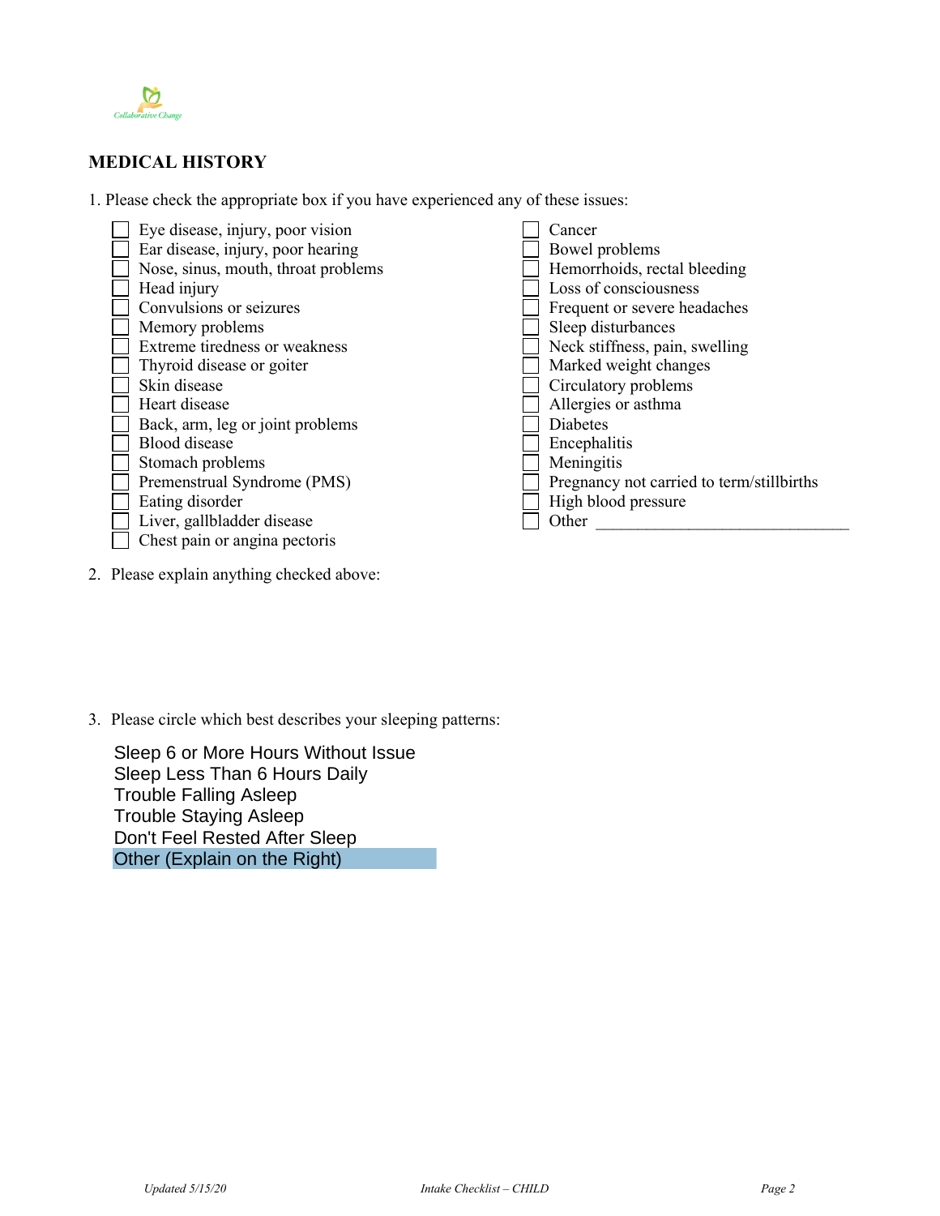Collaborative Change

## MEDICAL HISTORY

1. Please check the appropriate box if you have experienced any of these issues:

- ☐ Eye disease, injury, poor vision
- ☐ Ear disease, injury, poor hearing
- ☐ Nose, sinus, mouth, throat problems
- ☐ Head injury
- ☐ Convulsions or seizures
- ☐ Memory problems
- ☐ Extreme tiredness or weakness
- ☐ Thyroid disease or goiter
- ☐ Skin disease
- ☐ Heart disease
- ☐ Back, arm, leg or joint problems
- ☐ Blood disease
- ☐ Stomach problems
- ☐ Premenstrual Syndrome (PMS)
- ☐ Eating disorder
- ☐ Liver, gallbladder disease
- ☐ Chest pain or angina pectoris
- ☐ Cancer
- ☐ Bowel problems
- ☐ Hemorrhoids, rectal bleeding
- ☐ Loss of consciousness
- ☐ Frequent or severe headaches
- ☐ Sleep disturbances
- ☐ Neck stiffness, pain, swelling
- ☐ Marked weight changes
- ☐ Circulatory problems
- ☐ Allergies or asthma
- ☐ Diabetes
- ☐ Encephalitis
- ☐ Meningitis
- ☐ Pregnancy not carried to term/stillbirths
- ☐ High blood pressure
- ☐ Other ______________________________

2. Please explain anything checked above:

3. Please circle which best describes your sleeping patterns:

Sleep 6 or More Hours Without Issue
Sleep Less Than 6 Hours Daily
Trouble Falling Asleep
Trouble Staying Asleep
Don't Feel Rested After Sleep
Other (Explain on the Right)

*Updated 5/15/20* *Intake Checklist – CHILD*